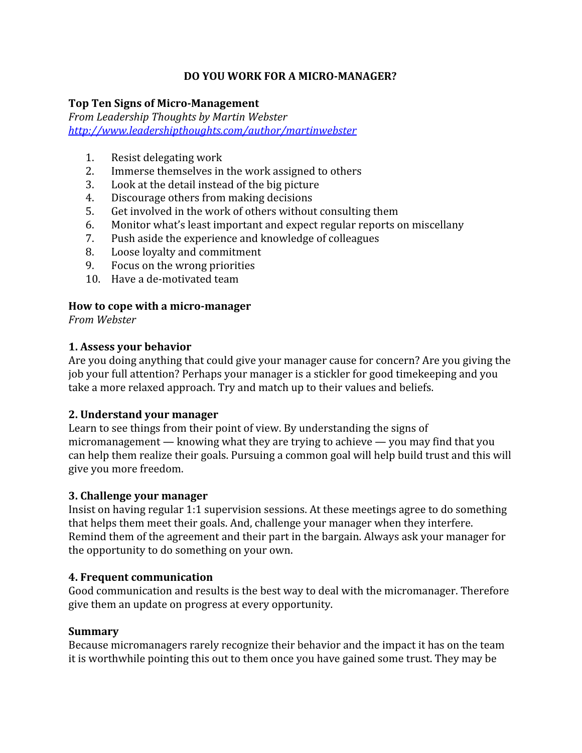# DO YOU WORK FOR A MICRO-MANAGER?

**Top Ten Signs of Micro-Management**
*From Leadership Thoughts by Martin Webster*
*http://www.leadershipthoughts.com/author/martinwebster*

1. Resist delegating work
2. Immerse themselves in the work assigned to others
3. Look at the detail instead of the big picture
4. Discourage others from making decisions
5. Get involved in the work of others without consulting them
6. Monitor what's least important and expect regular reports on miscellany
7. Push aside the experience and knowledge of colleagues
8. Loose loyalty and commitment
9. Focus on the wrong priorities
10. Have a de-motivated team

**How to cope with a micro-manager**
*From Webster*

**1. Assess your behavior**
Are you doing anything that could give your manager cause for concern? Are you giving the job your full attention? Perhaps your manager is a stickler for good timekeeping and you take a more relaxed approach. Try and match up to their values and beliefs.

**2. Understand your manager**
Learn to see things from their point of view. By understanding the signs of micromanagement — knowing what they are trying to achieve — you may find that you can help them realize their goals. Pursuing a common goal will help build trust and this will give you more freedom.

**3. Challenge your manager**
Insist on having regular 1:1 supervision sessions. At these meetings agree to do something that helps them meet their goals. And, challenge your manager when they interfere. Remind them of the agreement and their part in the bargain. Always ask your manager for the opportunity to do something on your own.

**4. Frequent communication**
Good communication and results is the best way to deal with the micromanager. Therefore give them an update on progress at every opportunity.

**Summary**
Because micromanagers rarely recognize their behavior and the impact it has on the team it is worthwhile pointing this out to them once you have gained some trust. They may be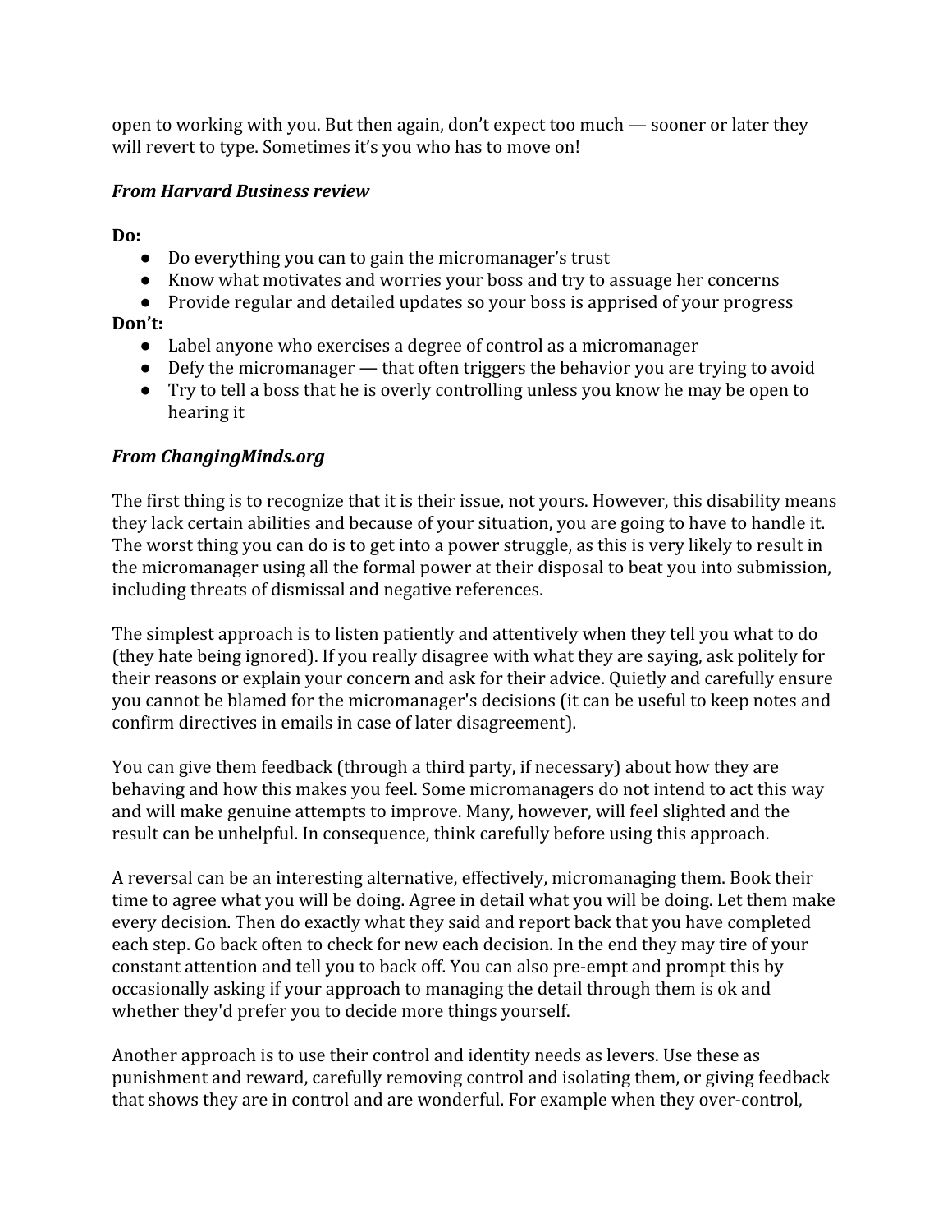open to working with you. But then again, don't expect too much — sooner or later they will revert to type. Sometimes it's you who has to move on!

***From Harvard Business review***

**Do:**

- Do everything you can to gain the micromanager's trust
- Know what motivates and worries your boss and try to assuage her concerns
- Provide regular and detailed updates so your boss is apprised of your progress

**Don't:**

- Label anyone who exercises a degree of control as a micromanager
- Defy the micromanager — that often triggers the behavior you are trying to avoid
- Try to tell a boss that he is overly controlling unless you know he may be open to hearing it

***From ChangingMinds.org***

The first thing is to recognize that it is their issue, not yours. However, this disability means they lack certain abilities and because of your situation, you are going to have to handle it. The worst thing you can do is to get into a power struggle, as this is very likely to result in the micromanager using all the formal power at their disposal to beat you into submission, including threats of dismissal and negative references.

The simplest approach is to listen patiently and attentively when they tell you what to do (they hate being ignored). If you really disagree with what they are saying, ask politely for their reasons or explain your concern and ask for their advice. Quietly and carefully ensure you cannot be blamed for the micromanager's decisions (it can be useful to keep notes and confirm directives in emails in case of later disagreement).

You can give them feedback (through a third party, if necessary) about how they are behaving and how this makes you feel. Some micromanagers do not intend to act this way and will make genuine attempts to improve. Many, however, will feel slighted and the result can be unhelpful. In consequence, think carefully before using this approach.

A reversal can be an interesting alternative, effectively, micromanaging them. Book their time to agree what you will be doing. Agree in detail what you will be doing. Let them make every decision. Then do exactly what they said and report back that you have completed each step. Go back often to check for new each decision. In the end they may tire of your constant attention and tell you to back off. You can also pre-empt and prompt this by occasionally asking if your approach to managing the detail through them is ok and whether they'd prefer you to decide more things yourself.

Another approach is to use their control and identity needs as levers. Use these as punishment and reward, carefully removing control and isolating them, or giving feedback that shows they are in control and are wonderful. For example when they over-control,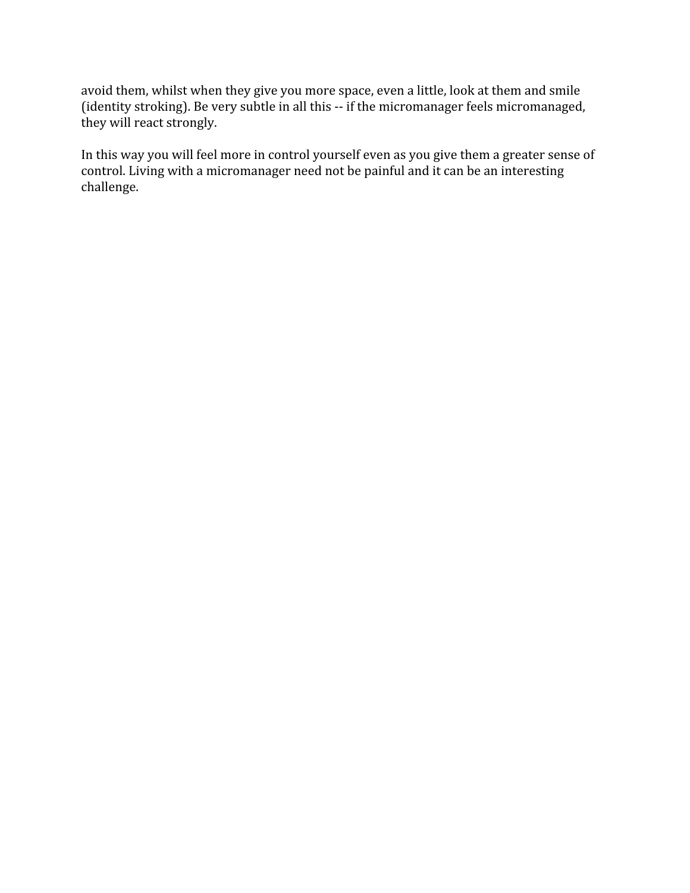avoid them, whilst when they give you more space, even a little, look at them and smile (identity stroking). Be very subtle in all this -- if the micromanager feels micromanaged, they will react strongly.

In this way you will feel more in control yourself even as you give them a greater sense of control. Living with a micromanager need not be painful and it can be an interesting challenge.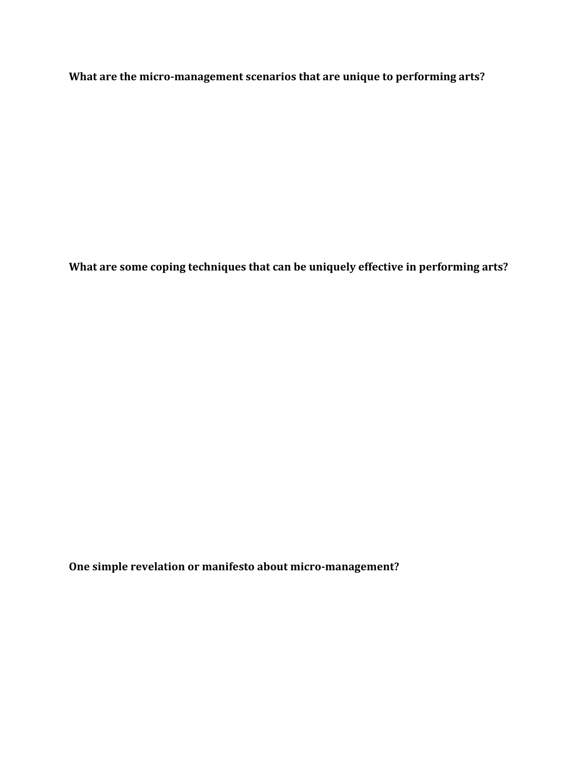**What are the micro-management scenarios that are unique to performing arts?**

**What are some coping techniques that can be uniquely effective in performing arts?**

**One simple revelation or manifesto about micro-management?**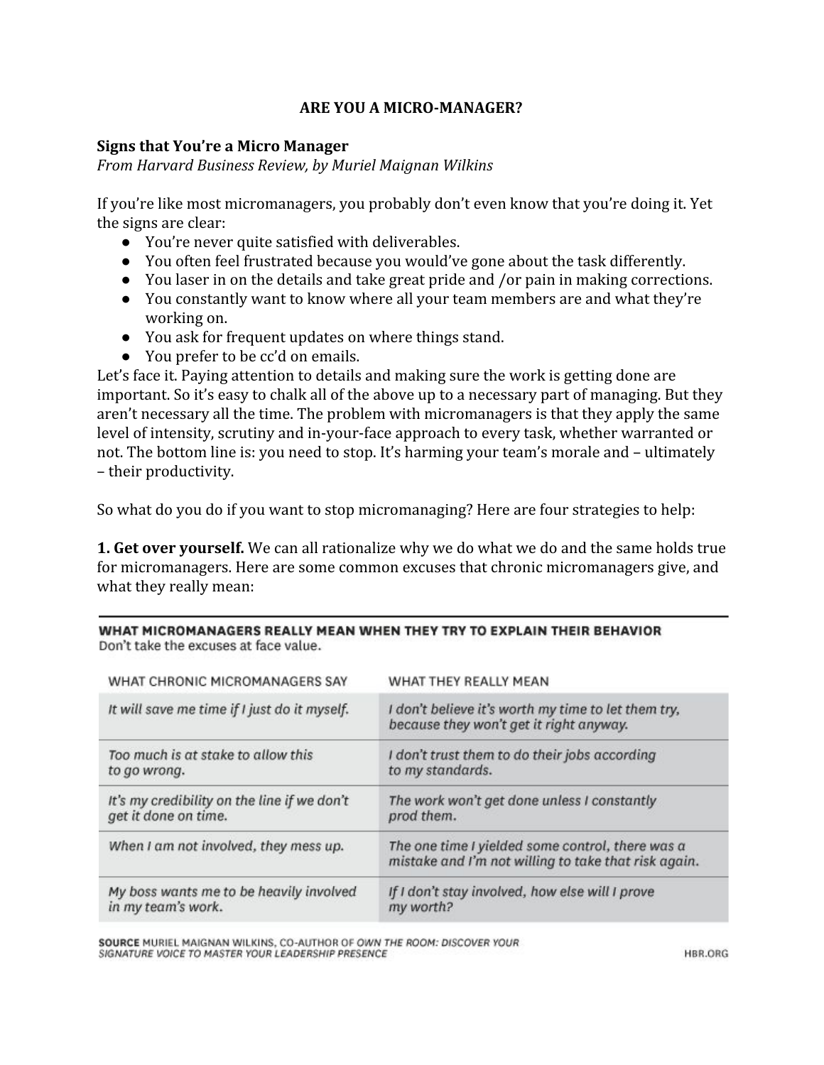**ARE YOU A MICRO-MANAGER?**

**Signs that You're a Micro Manager**
*From Harvard Business Review, by Muriel Maignan Wilkins*

If you're like most micromanagers, you probably don't even know that you're doing it. Yet the signs are clear:

- You're never quite satisfied with deliverables.
- You often feel frustrated because you would've gone about the task differently.
- You laser in on the details and take great pride and /or pain in making corrections.
- You constantly want to know where all your team members are and what they're working on.
- You ask for frequent updates on where things stand.
- You prefer to be cc'd on emails.

Let's face it. Paying attention to details and making sure the work is getting done are important. So it's easy to chalk all of the above up to a necessary part of managing. But they aren't necessary all the time. The problem with micromanagers is that they apply the same level of intensity, scrutiny and in-your-face approach to every task, whether warranted or not. The bottom line is: you need to stop. It's harming your team's morale and – ultimately – their productivity.

So what do you do if you want to stop micromanaging? Here are four strategies to help:

**1. Get over yourself.** We can all rationalize why we do what we do and the same holds true for micromanagers. Here are some common excuses that chronic micromanagers give, and what they really mean:

**WHAT MICROMANAGERS REALLY MEAN WHEN THEY TRY TO EXPLAIN THEIR BEHAVIOR**
Don't take the excuses at face value.

| WHAT CHRONIC MICROMANAGERS SAY | WHAT THEY REALLY MEAN |
|---|---|
| *It will save me time if I just do it myself.* | *I don't believe it's worth my time to let them try, because they won't get it right anyway.* |
| *Too much is at stake to allow this to go wrong.* | *I don't trust them to do their jobs according to my standards.* |
| *It's my credibility on the line if we don't get it done on time.* | *The work won't get done unless I constantly prod them.* |
| *When I am not involved, they mess up.* | *The one time I yielded some control, there was a mistake and I'm not willing to take that risk again.* |
| *My boss wants me to be heavily involved in my team's work.* | *If I don't stay involved, how else will I prove my worth?* |

SOURCE MURIEL MAIGNAN WILKINS, CO-AUTHOR OF *OWN THE ROOM: DISCOVER YOUR SIGNATURE VOICE TO MASTER YOUR LEADERSHIP PRESENCE* HBR.ORG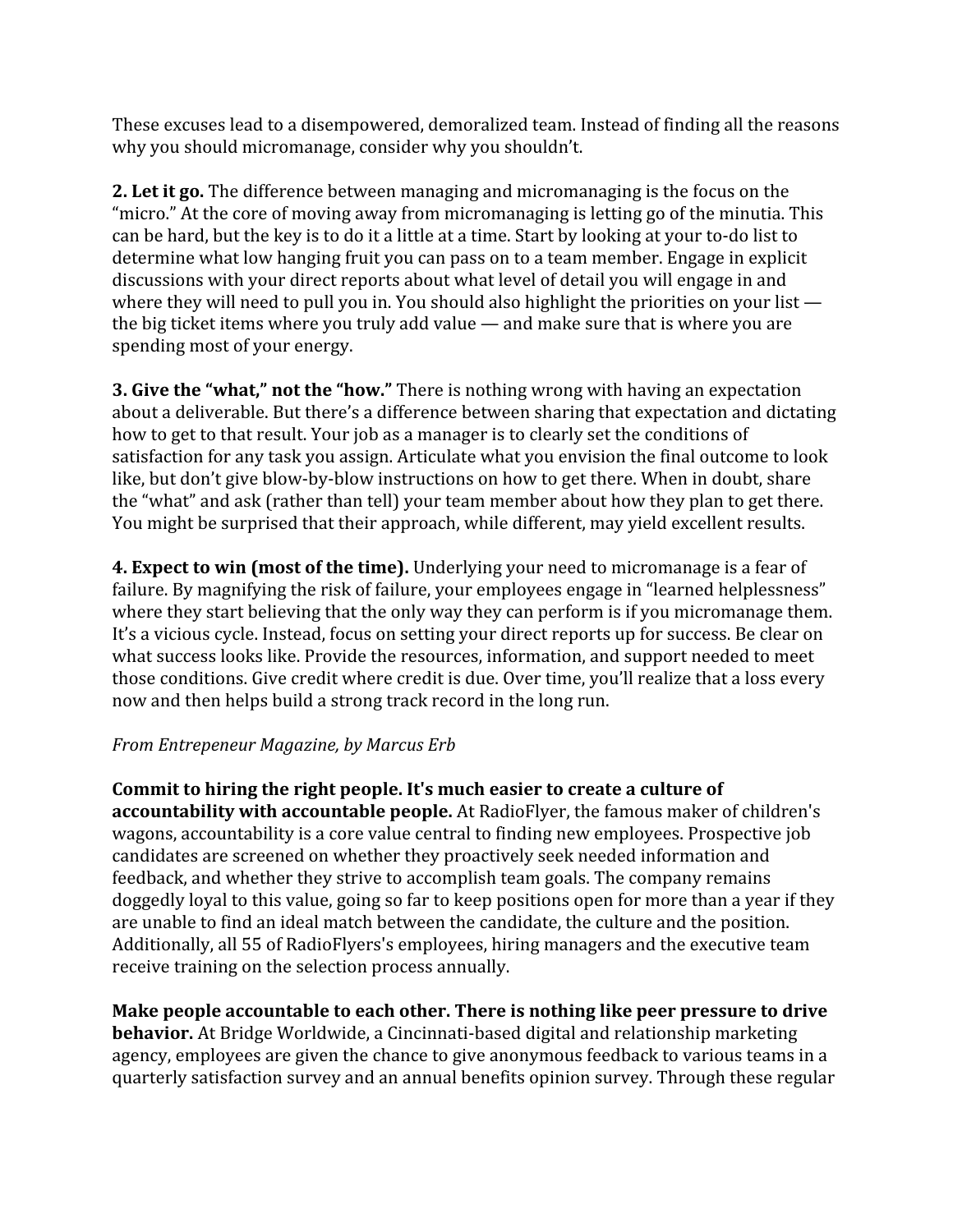These excuses lead to a disempowered, demoralized team. Instead of finding all the reasons why you should micromanage, consider why you shouldn't.

**2. Let it go.** The difference between managing and micromanaging is the focus on the "micro." At the core of moving away from micromanaging is letting go of the minutia. This can be hard, but the key is to do it a little at a time. Start by looking at your to-do list to determine what low hanging fruit you can pass on to a team member. Engage in explicit discussions with your direct reports about what level of detail you will engage in and where they will need to pull you in. You should also highlight the priorities on your list — the big ticket items where you truly add value — and make sure that is where you are spending most of your energy.

**3. Give the "what," not the "how."** There is nothing wrong with having an expectation about a deliverable. But there's a difference between sharing that expectation and dictating how to get to that result. Your job as a manager is to clearly set the conditions of satisfaction for any task you assign. Articulate what you envision the final outcome to look like, but don't give blow-by-blow instructions on how to get there. When in doubt, share the "what" and ask (rather than tell) your team member about how they plan to get there. You might be surprised that their approach, while different, may yield excellent results.

**4. Expect to win (most of the time).** Underlying your need to micromanage is a fear of failure. By magnifying the risk of failure, your employees engage in "learned helplessness" where they start believing that the only way they can perform is if you micromanage them. It's a vicious cycle. Instead, focus on setting your direct reports up for success. Be clear on what success looks like. Provide the resources, information, and support needed to meet those conditions. Give credit where credit is due. Over time, you'll realize that a loss every now and then helps build a strong track record in the long run.

*From Entrepeneur Magazine, by Marcus Erb*

**Commit to hiring the right people. It's much easier to create a culture of accountability with accountable people.** At RadioFlyer, the famous maker of children's wagons, accountability is a core value central to finding new employees. Prospective job candidates are screened on whether they proactively seek needed information and feedback, and whether they strive to accomplish team goals. The company remains doggedly loyal to this value, going so far to keep positions open for more than a year if they are unable to find an ideal match between the candidate, the culture and the position. Additionally, all 55 of RadioFlyers's employees, hiring managers and the executive team receive training on the selection process annually.

**Make people accountable to each other. There is nothing like peer pressure to drive behavior.** At Bridge Worldwide, a Cincinnati-based digital and relationship marketing agency, employees are given the chance to give anonymous feedback to various teams in a quarterly satisfaction survey and an annual benefits opinion survey. Through these regular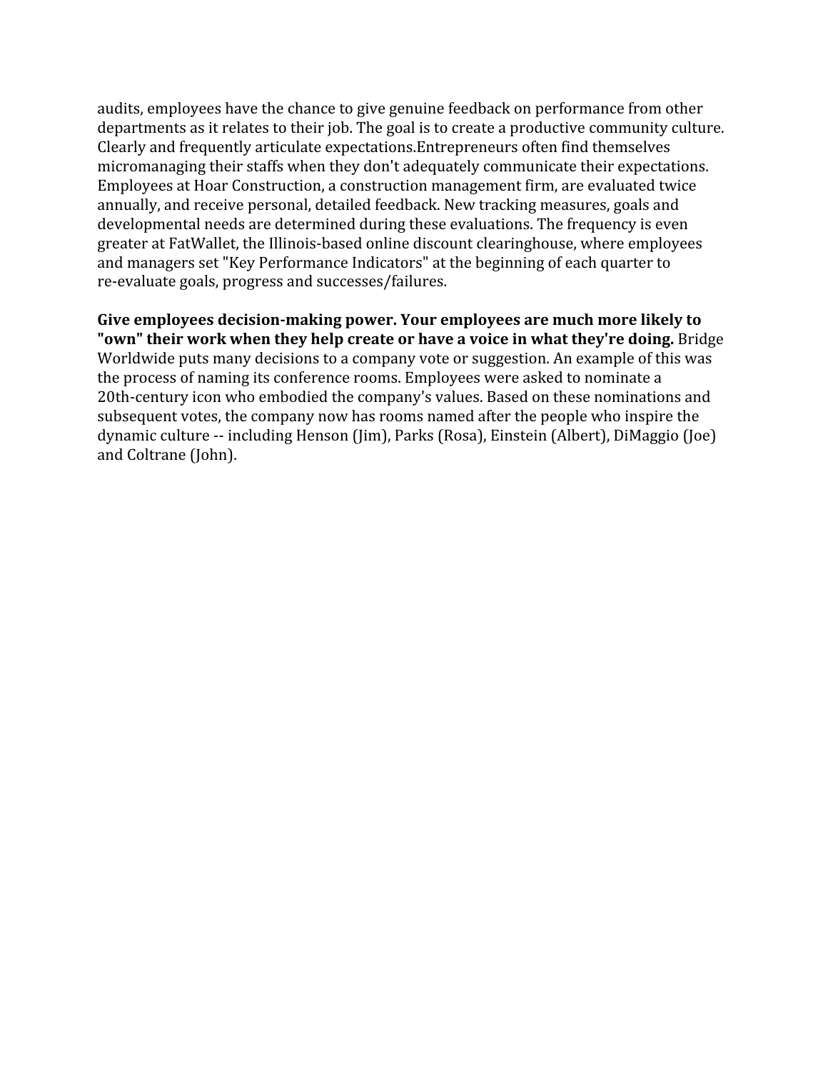audits, employees have the chance to give genuine feedback on performance from other departments as it relates to their job. The goal is to create a productive community culture. Clearly and frequently articulate expectations.Entrepreneurs often find themselves micromanaging their staffs when they don't adequately communicate their expectations. Employees at Hoar Construction, a construction management firm, are evaluated twice annually, and receive personal, detailed feedback. New tracking measures, goals and developmental needs are determined during these evaluations. The frequency is even greater at FatWallet, the Illinois-based online discount clearinghouse, where employees and managers set "Key Performance Indicators" at the beginning of each quarter to re-evaluate goals, progress and successes/failures.

**Give employees decision-making power. Your employees are much more likely to "own" their work when they help create or have a voice in what they're doing.** Bridge Worldwide puts many decisions to a company vote or suggestion. An example of this was the process of naming its conference rooms. Employees were asked to nominate a 20th-century icon who embodied the company's values. Based on these nominations and subsequent votes, the company now has rooms named after the people who inspire the dynamic culture -- including Henson (Jim), Parks (Rosa), Einstein (Albert), DiMaggio (Joe) and Coltrane (John).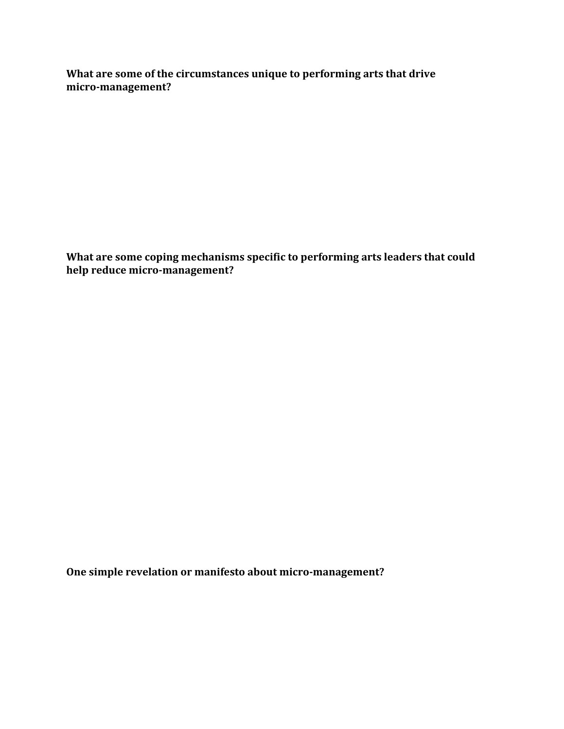**What are some of the circumstances unique to performing arts that drive micro-management?**

**What are some coping mechanisms specific to performing arts leaders that could help reduce micro-management?**

**One simple revelation or manifesto about micro-management?**